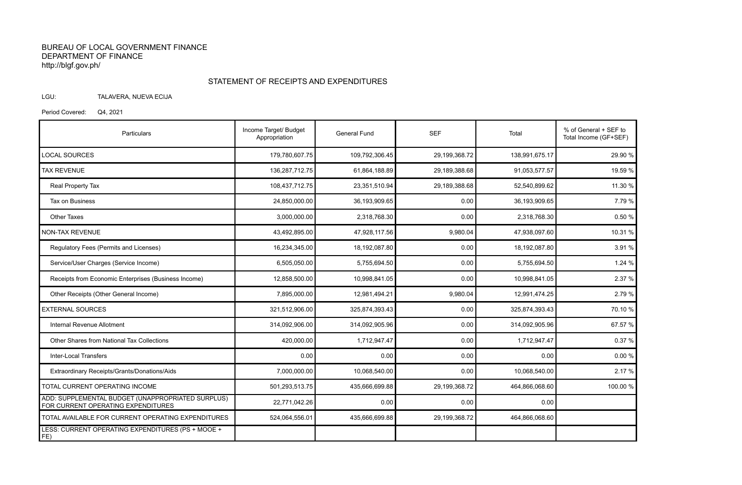BUREAU OF LOCAL GOVERNMENT FINANCE
DEPARTMENT OF FINANCE
http://blgf.gov.ph/

# STATEMENT OF RECEIPTS AND EXPENDITURES

LGU: TALAVERA, NUEVA ECIJA

Period Covered: Q4, 2021

| Particulars | Income Target/ Budget Appropriation | General Fund | SEF | Total | % of General + SEF to Total Income (GF+SEF) |
|---|---|---|---|---|---|
| LOCAL SOURCES | 179,780,607.75 | 109,792,306.45 | 29,199,368.72 | 138,991,675.17 | 29.90 % |
| TAX REVENUE | 136,287,712.75 | 61,864,188.89 | 29,189,388.68 | 91,053,577.57 | 19.59 % |
| Real Property Tax | 108,437,712.75 | 23,351,510.94 | 29,189,388.68 | 52,540,899.62 | 11.30 % |
| Tax on Business | 24,850,000.00 | 36,193,909.65 | 0.00 | 36,193,909.65 | 7.79 % |
| Other Taxes | 3,000,000.00 | 2,318,768.30 | 0.00 | 2,318,768.30 | 0.50 % |
| NON-TAX REVENUE | 43,492,895.00 | 47,928,117.56 | 9,980.04 | 47,938,097.60 | 10.31 % |
| Regulatory Fees (Permits and Licenses) | 16,234,345.00 | 18,192,087.80 | 0.00 | 18,192,087.80 | 3.91 % |
| Service/User Charges (Service Income) | 6,505,050.00 | 5,755,694.50 | 0.00 | 5,755,694.50 | 1.24 % |
| Receipts from Economic Enterprises (Business Income) | 12,858,500.00 | 10,998,841.05 | 0.00 | 10,998,841.05 | 2.37 % |
| Other Receipts (Other General Income) | 7,895,000.00 | 12,981,494.21 | 9,980.04 | 12,991,474.25 | 2.79 % |
| EXTERNAL SOURCES | 321,512,906.00 | 325,874,393.43 | 0.00 | 325,874,393.43 | 70.10 % |
| Internal Revenue Allotment | 314,092,906.00 | 314,092,905.96 | 0.00 | 314,092,905.96 | 67.57 % |
| Other Shares from National Tax Collections | 420,000.00 | 1,712,947.47 | 0.00 | 1,712,947.47 | 0.37 % |
| Inter-Local Transfers | 0.00 | 0.00 | 0.00 | 0.00 | 0.00 % |
| Extraordinary Receipts/Grants/Donations/Aids | 7,000,000.00 | 10,068,540.00 | 0.00 | 10,068,540.00 | 2.17 % |
| TOTAL CURRENT OPERATING INCOME | 501,293,513.75 | 435,666,699.88 | 29,199,368.72 | 464,866,068.60 | 100.00 % |
| ADD: SUPPLEMENTAL BUDGET (UNAPPROPRIATED SURPLUS) FOR CURRENT OPERATING EXPENDITURES | 22,771,042.26 | 0.00 | 0.00 | 0.00 | |
| TOTAL AVAILABLE FOR CURRENT OPERATING EXPENDITURES | 524,064,556.01 | 435,666,699.88 | 29,199,368.72 | 464,866,068.60 | |
| LESS: CURRENT OPERATING EXPENDITURES (PS + MOOE + FE) | | | | | |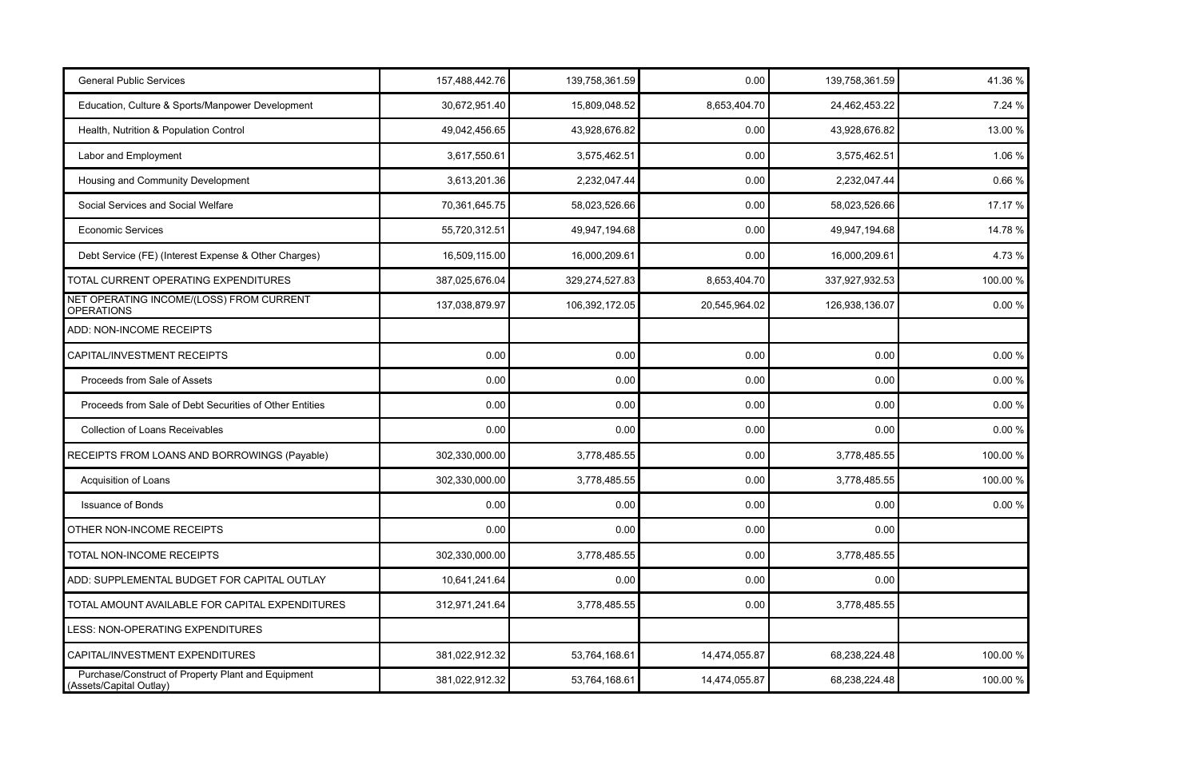| | | | | | |
|---|---|---|---|---|---|
| General Public Services | 157,488,442.76 | 139,758,361.59 | 0.00 | 139,758,361.59 | 41.36 % |
| Education, Culture & Sports/Manpower Development | 30,672,951.40 | 15,809,048.52 | 8,653,404.70 | 24,462,453.22 | 7.24 % |
| Health, Nutrition & Population Control | 49,042,456.65 | 43,928,676.82 | 0.00 | 43,928,676.82 | 13.00 % |
| Labor and Employment | 3,617,550.61 | 3,575,462.51 | 0.00 | 3,575,462.51 | 1.06 % |
| Housing and Community Development | 3,613,201.36 | 2,232,047.44 | 0.00 | 2,232,047.44 | 0.66 % |
| Social Services and Social Welfare | 70,361,645.75 | 58,023,526.66 | 0.00 | 58,023,526.66 | 17.17 % |
| Economic Services | 55,720,312.51 | 49,947,194.68 | 0.00 | 49,947,194.68 | 14.78 % |
| Debt Service (FE) (Interest Expense & Other Charges) | 16,509,115.00 | 16,000,209.61 | 0.00 | 16,000,209.61 | 4.73 % |
| TOTAL CURRENT OPERATING EXPENDITURES | 387,025,676.04 | 329,274,527.83 | 8,653,404.70 | 337,927,932.53 | 100.00 % |
| NET OPERATING INCOME/(LOSS) FROM CURRENT OPERATIONS | 137,038,879.97 | 106,392,172.05 | 20,545,964.02 | 126,938,136.07 | 0.00 % |
| ADD: NON-INCOME RECEIPTS | | | | | |
| CAPITAL/INVESTMENT RECEIPTS | 0.00 | 0.00 | 0.00 | 0.00 | 0.00 % |
| Proceeds from Sale of Assets | 0.00 | 0.00 | 0.00 | 0.00 | 0.00 % |
| Proceeds from Sale of Debt Securities of Other Entities | 0.00 | 0.00 | 0.00 | 0.00 | 0.00 % |
| Collection of Loans Receivables | 0.00 | 0.00 | 0.00 | 0.00 | 0.00 % |
| RECEIPTS FROM LOANS AND BORROWINGS (Payable) | 302,330,000.00 | 3,778,485.55 | 0.00 | 3,778,485.55 | 100.00 % |
| Acquisition of Loans | 302,330,000.00 | 3,778,485.55 | 0.00 | 3,778,485.55 | 100.00 % |
| Issuance of Bonds | 0.00 | 0.00 | 0.00 | 0.00 | 0.00 % |
| OTHER NON-INCOME RECEIPTS | 0.00 | 0.00 | 0.00 | 0.00 | |
| TOTAL NON-INCOME RECEIPTS | 302,330,000.00 | 3,778,485.55 | 0.00 | 3,778,485.55 | |
| ADD: SUPPLEMENTAL BUDGET FOR CAPITAL OUTLAY | 10,641,241.64 | 0.00 | 0.00 | 0.00 | |
| TOTAL AMOUNT AVAILABLE FOR CAPITAL EXPENDITURES | 312,971,241.64 | 3,778,485.55 | 0.00 | 3,778,485.55 | |
| LESS: NON-OPERATING EXPENDITURES | | | | | |
| CAPITAL/INVESTMENT EXPENDITURES | 381,022,912.32 | 53,764,168.61 | 14,474,055.87 | 68,238,224.48 | 100.00 % |
| Purchase/Construct of Property Plant and Equipment (Assets/Capital Outlay) | 381,022,912.32 | 53,764,168.61 | 14,474,055.87 | 68,238,224.48 | 100.00 % |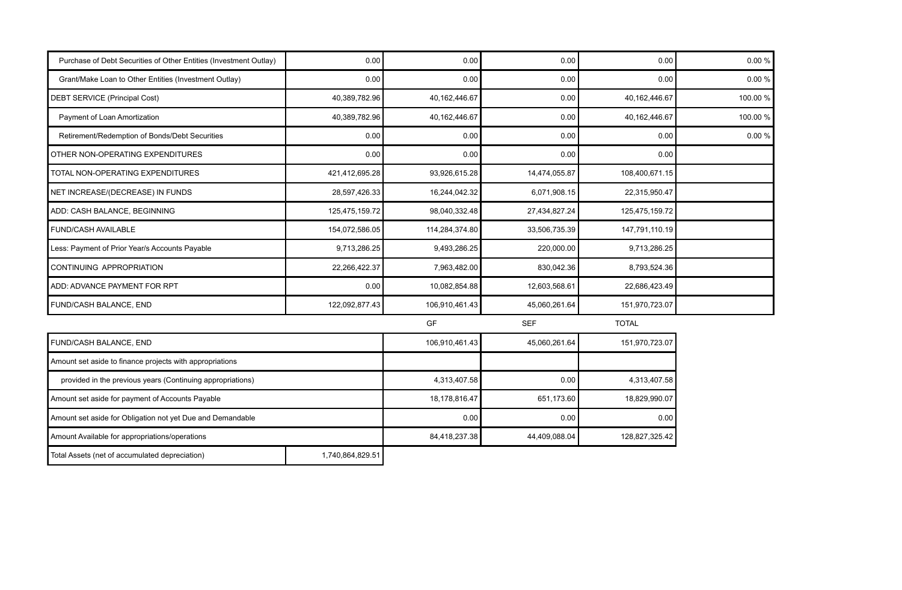| | | | | | |
|---|---|---|---|---|---|
| Purchase of Debt Securities of Other Entities (Investment Outlay) | 0.00 | 0.00 | 0.00 | 0.00 | 0.00 % |
| Grant/Make Loan to Other Entities (Investment Outlay) | 0.00 | 0.00 | 0.00 | 0.00 | 0.00 % |
| DEBT SERVICE (Principal Cost) | 40,389,782.96 | 40,162,446.67 | 0.00 | 40,162,446.67 | 100.00 % |
| Payment of Loan Amortization | 40,389,782.96 | 40,162,446.67 | 0.00 | 40,162,446.67 | 100.00 % |
| Retirement/Redemption of Bonds/Debt Securities | 0.00 | 0.00 | 0.00 | 0.00 | 0.00 % |
| OTHER NON-OPERATING EXPENDITURES | 0.00 | 0.00 | 0.00 | 0.00 | |
| TOTAL NON-OPERATING EXPENDITURES | 421,412,695.28 | 93,926,615.28 | 14,474,055.87 | 108,400,671.15 | |
| NET INCREASE/(DECREASE) IN FUNDS | 28,597,426.33 | 16,244,042.32 | 6,071,908.15 | 22,315,950.47 | |
| ADD: CASH BALANCE, BEGINNING | 125,475,159.72 | 98,040,332.48 | 27,434,827.24 | 125,475,159.72 | |
| FUND/CASH AVAILABLE | 154,072,586.05 | 114,284,374.80 | 33,506,735.39 | 147,791,110.19 | |
| Less: Payment of Prior Year/s Accounts Payable | 9,713,286.25 | 9,493,286.25 | 220,000.00 | 9,713,286.25 | |
| CONTINUING APPROPRIATION | 22,266,422.37 | 7,963,482.00 | 830,042.36 | 8,793,524.36 | |
| ADD: ADVANCE PAYMENT FOR RPT | 0.00 | 10,082,854.88 | 12,603,568.61 | 22,686,423.49 | |
| FUND/CASH BALANCE, END | 122,092,877.43 | 106,910,461.43 | 45,060,261.64 | 151,970,723.07 | |

| | | GF | SEF | TOTAL |
|---|---|---|---|---|
| FUND/CASH BALANCE, END | | 106,910,461.43 | 45,060,261.64 | 151,970,723.07 |
| Amount set aside to finance projects with appropriations | | | | |
| provided in the previous years (Continuing appropriations) | | 4,313,407.58 | 0.00 | 4,313,407.58 |
| Amount set aside for payment of Accounts Payable | | 18,178,816.47 | 651,173.60 | 18,829,990.07 |
| Amount set aside for Obligation not yet Due and Demandable | | 0.00 | 0.00 | 0.00 |
| Amount Available for appropriations/operations | | 84,418,237.38 | 44,409,088.04 | 128,827,325.42 |
| Total Assets (net of accumulated depreciation) | 1,740,864,829.51 | | | |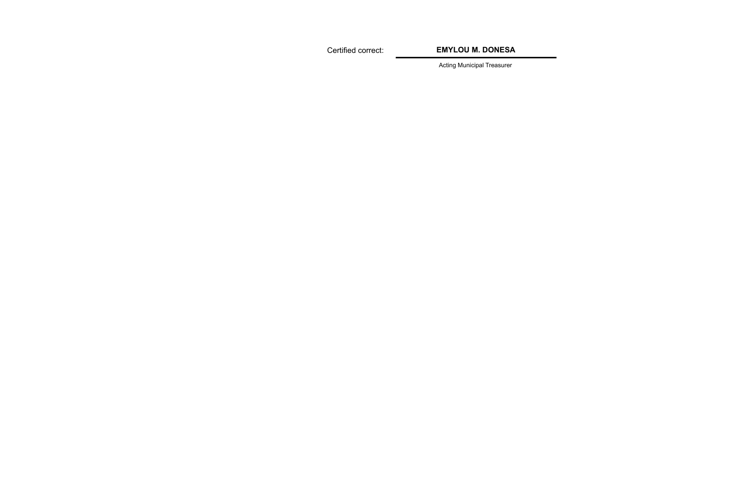Certified correct: **EMYLOU M. DONESA**

Acting Municipal Treasurer